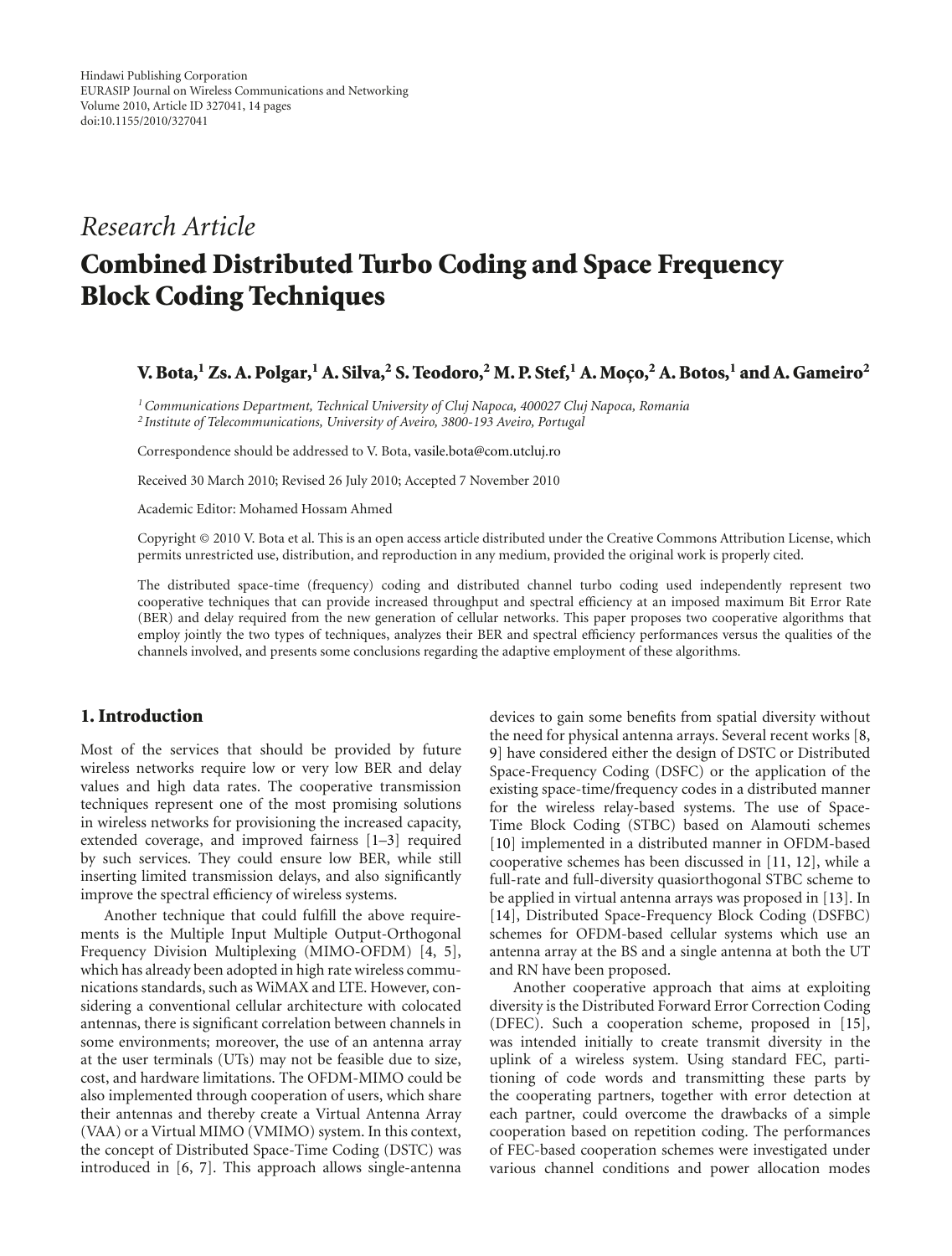Hindawi Publishing Corporation
EURASIP Journal on Wireless Communications and Networking
Volume 2010, Article ID 327041, 14 pages
doi:10.1155/2010/327041

*Research Article*

# Combined Distributed Turbo Coding and Space Frequency Block Coding Techniques

**V. Bota,[1] Zs. A. Polgar,[1] A. Silva,[2] S. Teodoro,[2] M. P. Stef,[1] A. Moço,[2] A. Botos,[1] and A. Gameiro[2]**

[1] *Communications Department, Technical University of Cluj Napoca, 400027 Cluj Napoca, Romania*
[2] *Institute of Telecommunications, University of Aveiro, 3800-193 Aveiro, Portugal*

Correspondence should be addressed to V. Bota, vasile.bota@com.utcluj.ro

Received 30 March 2010; Revised 26 July 2010; Accepted 7 November 2010

Academic Editor: Mohamed Hossam Ahmed

Copyright © 2010 V. Bota et al. This is an open access article distributed under the Creative Commons Attribution License, which permits unrestricted use, distribution, and reproduction in any medium, provided the original work is properly cited.

The distributed space-time (frequency) coding and distributed channel turbo coding used independently represent two cooperative techniques that can provide increased throughput and spectral efficiency at an imposed maximum Bit Error Rate (BER) and delay required from the new generation of cellular networks. This paper proposes two cooperative algorithms that employ jointly the two types of techniques, analyzes their BER and spectral efficiency performances versus the qualities of the channels involved, and presents some conclusions regarding the adaptive employment of these algorithms.

## 1. Introduction

Most of the services that should be provided by future wireless networks require low or very low BER and delay values and high data rates. The cooperative transmission techniques represent one of the most promising solutions in wireless networks for provisioning the increased capacity, extended coverage, and improved fairness [1–3] required by such services. They could ensure low BER, while still inserting limited transmission delays, and also significantly improve the spectral efficiency of wireless systems.

Another technique that could fulfill the above requirements is the Multiple Input Multiple Output-Orthogonal Frequency Division Multiplexing (MIMO-OFDM) [4, 5], which has already been adopted in high rate wireless communications standards, such as WiMAX and LTE. However, considering a conventional cellular architecture with colocated antennas, there is significant correlation between channels in some environments; moreover, the use of an antenna array at the user terminals (UTs) may not be feasible due to size, cost, and hardware limitations. The OFDM-MIMO could be also implemented through cooperation of users, which share their antennas and thereby create a Virtual Antenna Array (VAA) or a Virtual MIMO (VMIMO) system. In this context, the concept of Distributed Space-Time Coding (DSTC) was introduced in [6, 7]. This approach allows single-antenna devices to gain some benefits from spatial diversity without the need for physical antenna arrays. Several recent works [8, 9] have considered either the design of DSTC or Distributed Space-Frequency Coding (DSFC) or the application of the existing space-time/frequency codes in a distributed manner for the wireless relay-based systems. The use of Space-Time Block Coding (STBC) based on Alamouti schemes [10] implemented in a distributed manner in OFDM-based cooperative schemes has been discussed in [11, 12], while a full-rate and full-diversity quasiorthogonal STBC scheme to be applied in virtual antenna arrays was proposed in [13]. In [14], Distributed Space-Frequency Block Coding (DSFBC) schemes for OFDM-based cellular systems which use an antenna array at the BS and a single antenna at both the UT and RN have been proposed.

Another cooperative approach that aims at exploiting diversity is the Distributed Forward Error Correction Coding (DFEC). Such a cooperation scheme, proposed in [15], was intended initially to create transmit diversity in the uplink of a wireless system. Using standard FEC, partitioning of code words and transmitting these parts by the cooperating partners, together with error detection at each partner, could overcome the drawbacks of a simple cooperation based on repetition coding. The performances of FEC-based cooperation schemes were investigated under various channel conditions and power allocation modes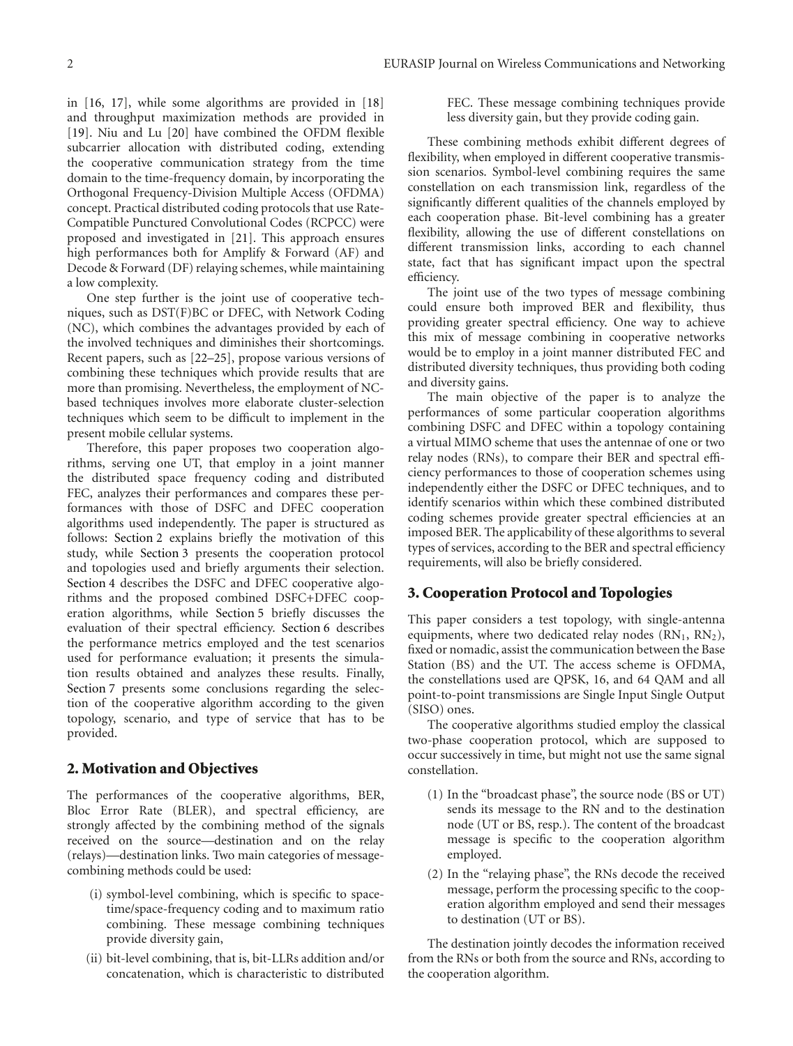in [16, 17], while some algorithms are provided in [18] and throughput maximization methods are provided in [19]. Niu and Lu [20] have combined the OFDM flexible subcarrier allocation with distributed coding, extending the cooperative communication strategy from the time domain to the time-frequency domain, by incorporating the Orthogonal Frequency-Division Multiple Access (OFDMA) concept. Practical distributed coding protocols that use Rate-Compatible Punctured Convolutional Codes (RCPCC) were proposed and investigated in [21]. This approach ensures high performances both for Amplify & Forward (AF) and Decode & Forward (DF) relaying schemes, while maintaining a low complexity.

One step further is the joint use of cooperative techniques, such as DST(F)BC or DFEC, with Network Coding (NC), which combines the advantages provided by each of the involved techniques and diminishes their shortcomings. Recent papers, such as [22–25], propose various versions of combining these techniques which provide results that are more than promising. Nevertheless, the employment of NC-based techniques involves more elaborate cluster-selection techniques which seem to be difficult to implement in the present mobile cellular systems.

Therefore, this paper proposes two cooperation algorithms, serving one UT, that employ in a joint manner the distributed space frequency coding and distributed FEC, analyzes their performances and compares these performances with those of DSFC and DFEC cooperation algorithms used independently. The paper is structured as follows: Section 2 explains briefly the motivation of this study, while Section 3 presents the cooperation protocol and topologies used and briefly arguments their selection. Section 4 describes the DSFC and DFEC cooperative algorithms and the proposed combined DSFC+DFEC cooperation algorithms, while Section 5 briefly discusses the evaluation of their spectral efficiency. Section 6 describes the performance metrics employed and the test scenarios used for performance evaluation; it presents the simulation results obtained and analyzes these results. Finally, Section 7 presents some conclusions regarding the selection of the cooperative algorithm according to the given topology, scenario, and type of service that has to be provided.

## 2. Motivation and Objectives

The performances of the cooperative algorithms, BER, Bloc Error Rate (BLER), and spectral efficiency, are strongly affected by the combining method of the signals received on the source—destination and on the relay (relays)—destination links. Two main categories of message-combining methods could be used:

(i) symbol-level combining, which is specific to space-time/space-frequency coding and to maximum ratio combining. These message combining techniques provide diversity gain,

(ii) bit-level combining, that is, bit-LLRs addition and/or concatenation, which is characteristic to distributed FEC. These message combining techniques provide less diversity gain, but they provide coding gain.

These combining methods exhibit different degrees of flexibility, when employed in different cooperative transmission scenarios. Symbol-level combining requires the same constellation on each transmission link, regardless of the significantly different qualities of the channels employed by each cooperation phase. Bit-level combining has a greater flexibility, allowing the use of different constellations on different transmission links, according to each channel state, fact that has significant impact upon the spectral efficiency.

The joint use of the two types of message combining could ensure both improved BER and flexibility, thus providing greater spectral efficiency. One way to achieve this mix of message combining in cooperative networks would be to employ in a joint manner distributed FEC and distributed diversity techniques, thus providing both coding and diversity gains.

The main objective of the paper is to analyze the performances of some particular cooperation algorithms combining DSFC and DFEC within a topology containing a virtual MIMO scheme that uses the antennae of one or two relay nodes (RNs), to compare their BER and spectral efficiency performances to those of cooperation schemes using independently either the DSFC or DFEC techniques, and to identify scenarios within which these combined distributed coding schemes provide greater spectral efficiencies at an imposed BER. The applicability of these algorithms to several types of services, according to the BER and spectral efficiency requirements, will also be briefly considered.

## 3. Cooperation Protocol and Topologies

This paper considers a test topology, with single-antenna equipments, where two dedicated relay nodes ($RN_1$, $RN_2$), fixed or nomadic, assist the communication between the Base Station (BS) and the UT. The access scheme is OFDMA, the constellations used are QPSK, 16, and 64 QAM and all point-to-point transmissions are Single Input Single Output (SISO) ones.

The cooperative algorithms studied employ the classical two-phase cooperation protocol, which are supposed to occur successively in time, but might not use the same signal constellation.

(1) In the "broadcast phase", the source node (BS or UT) sends its message to the RN and to the destination node (UT or BS, resp.). The content of the broadcast message is specific to the cooperation algorithm employed.

(2) In the "relaying phase", the RNs decode the received message, perform the processing specific to the cooperation algorithm employed and send their messages to destination (UT or BS).

The destination jointly decodes the information received from the RNs or both from the source and RNs, according to the cooperation algorithm.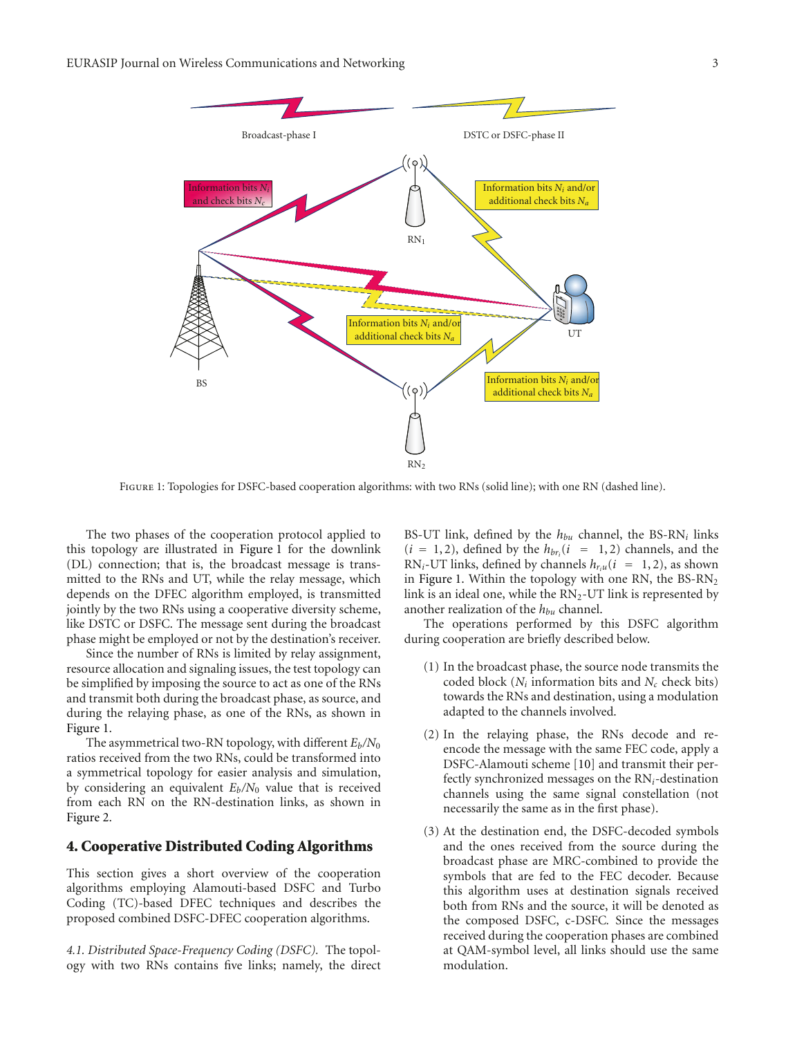Figure 1: Topologies for DSFC-based cooperation algorithms: with two RNs (solid line); with one RN (dashed line).

The two phases of the cooperation protocol applied to this topology are illustrated in Figure 1 for the downlink (DL) connection; that is, the broadcast message is transmitted to the RNs and UT, while the relay message, which depends on the DFEC algorithm employed, is transmitted jointly by the two RNs using a cooperative diversity scheme, like DSTC or DSFC. The message sent during the broadcast phase might be employed or not by the destination's receiver.

Since the number of RNs is limited by relay assignment, resource allocation and signaling issues, the test topology can be simplified by imposing the source to act as one of the RNs and transmit both during the broadcast phase, as source, and during the relaying phase, as one of the RNs, as shown in Figure 1.

The asymmetrical two-RN topology, with different $E_b/N_0$ ratios received from the two RNs, could be transformed into a symmetrical topology for easier analysis and simulation, by considering an equivalent $E_b/N_0$ value that is received from each RN on the RN-destination links, as shown in Figure 2.

## 4. Cooperative Distributed Coding Algorithms

This section gives a short overview of the cooperation algorithms employing Alamouti-based DSFC and Turbo Coding (TC)-based DFEC techniques and describes the proposed combined DSFC-DFEC cooperation algorithms.

*4.1. Distributed Space-Frequency Coding (DSFC).* The topology with two RNs contains five links; namely, the direct BS-UT link, defined by the $h_{bu}$ channel, the BS-RN$_i$ links $(i = 1, 2)$, defined by the $h_{br_i}(i = 1, 2)$ channels, and the RN$_i$-UT links, defined by channels $h_{r_iu}(i = 1, 2)$, as shown in Figure 1. Within the topology with one RN, the BS-RN$_2$ link is an ideal one, while the RN$_2$-UT link is represented by another realization of the $h_{bu}$ channel.

The operations performed by this DSFC algorithm during cooperation are briefly described below.

(1) In the broadcast phase, the source node transmits the coded block ($N_i$ information bits and $N_c$ check bits) towards the RNs and destination, using a modulation adapted to the channels involved.

(2) In the relaying phase, the RNs decode and re-encode the message with the same FEC code, apply a DSFC-Alamouti scheme [10] and transmit their perfectly synchronized messages on the RN$_i$-destination channels using the same signal constellation (not necessarily the same as in the first phase).

(3) At the destination end, the DSFC-decoded symbols and the ones received from the source during the broadcast phase are MRC-combined to provide the symbols that are fed to the FEC decoder. Because this algorithm uses at destination signals received both from RNs and the source, it will be denoted as the composed DSFC, c-DSFC. Since the messages received during the cooperation phases are combined at QAM-symbol level, all links should use the same modulation.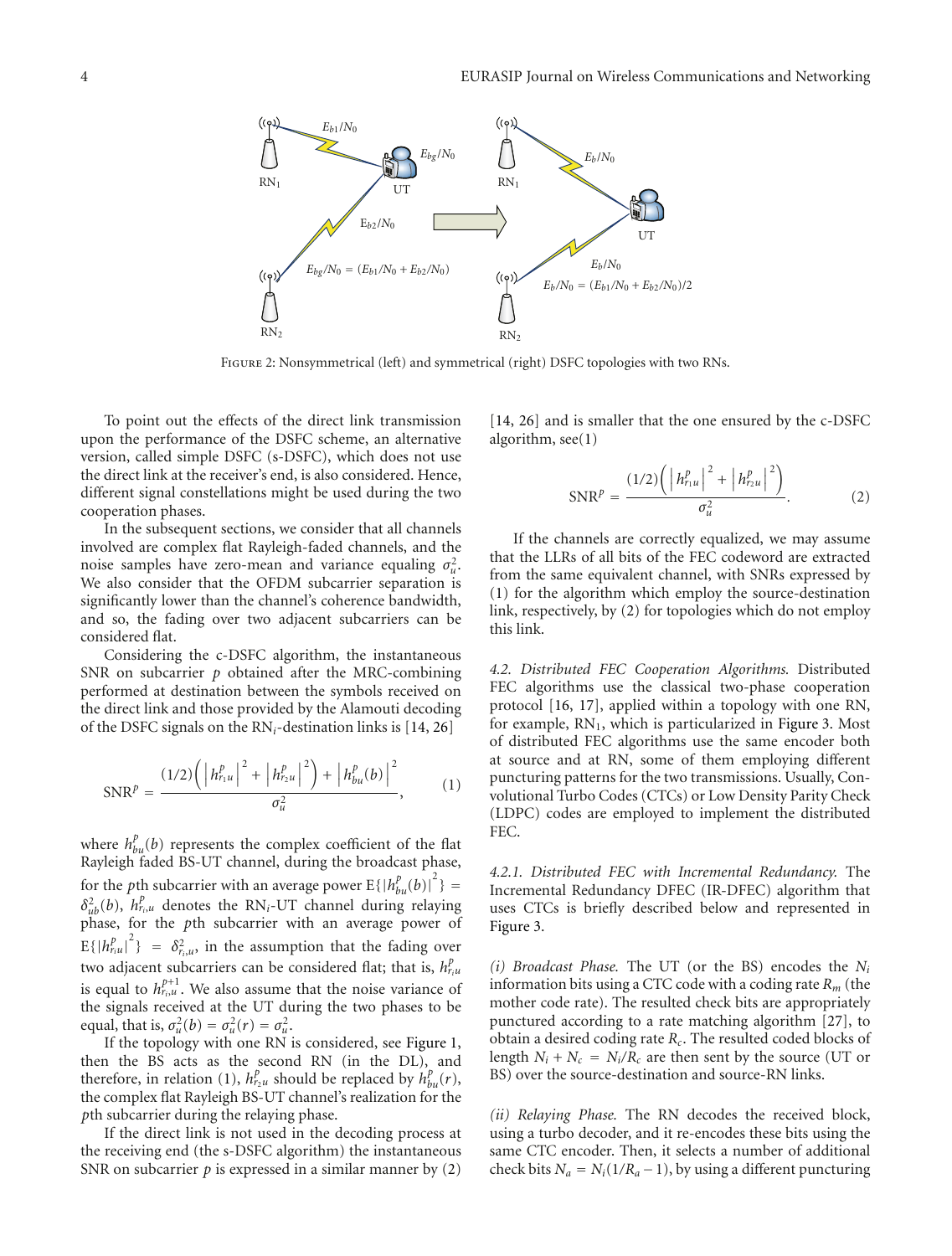Figure 2: Nonsymmetrical (left) and symmetrical (right) DSFC topologies with two RNs.

To point out the effects of the direct link transmission upon the performance of the DSFC scheme, an alternative version, called simple DSFC (s-DSFC), which does not use the direct link at the receiver's end, is also considered. Hence, different signal constellations might be used during the two cooperation phases.

In the subsequent sections, we consider that all channels involved are complex flat Rayleigh-faded channels, and the noise samples have zero-mean and variance equaling $\sigma_u^2$. We also consider that the OFDM subcarrier separation is significantly lower than the channel's coherence bandwidth, and so, the fading over two adjacent subcarriers can be considered flat.

Considering the c-DSFC algorithm, the instantaneous SNR on subcarrier $p$ obtained after the MRC-combining performed at destination between the symbols received on the direct link and those provided by the Alamouti decoding of the DSFC signals on the RN$_i$-destination links is [14, 26]

$$\mathrm{SNR}^p = \frac{(1/2)\left(\left|h_{r_1u}^p\right|^2 + \left|h_{r_2u}^p\right|^2\right) + \left|h_{bu}^p(b)\right|^2}{\sigma_u^2}, \tag{1}$$

where $h_{bu}^p(b)$ represents the complex coefficient of the flat Rayleigh faded BS-UT channel, during the broadcast phase, for the $p$th subcarrier with an average power $\mathrm{E}\{|h_{bu}^p(b)|^2\} = \delta_{ub}^2(b)$, $h_{r_iu}^p$ denotes the RN$_i$-UT channel during relaying phase, for the $p$th subcarrier with an average power of $\mathrm{E}\{|h_{r_iu}^p|^2\} = \delta_{r_i,u}^2$, in the assumption that the fading over two adjacent subcarriers can be considered flat; that is, $h_{r_iu}^p$ is equal to $h_{r_iu}^{p+1}$. We also assume that the noise variance of the signals received at the UT during the two phases to be equal, that is, $\sigma_u^2(b) = \sigma_u^2(r) = \sigma_u^2$.

If the topology with one RN is considered, see Figure 1, then the BS acts as the second RN (in the DL), and therefore, in relation (1), $h_{r_2u}^p$ should be replaced by $h_{bu}^p(r)$, the complex flat Rayleigh BS-UT channel's realization for the $p$th subcarrier during the relaying phase.

If the direct link is not used in the decoding process at the receiving end (the s-DSFC algorithm) the instantaneous SNR on subcarrier $p$ is expressed in a similar manner by (2) [14, 26] and is smaller that the one ensured by the c-DSFC algorithm, see(1)

$$\mathrm{SNR}^p = \frac{(1/2)\left(\left|h_{r_1u}^p\right|^2 + \left|h_{r_2u}^p\right|^2\right)}{\sigma_u^2}. \tag{2}$$

If the channels are correctly equalized, we may assume that the LLRs of all bits of the FEC codeword are extracted from the same equivalent channel, with SNRs expressed by (1) for the algorithm which employ the source-destination link, respectively, by (2) for topologies which do not employ this link.

*4.2. Distributed FEC Cooperation Algorithms.* Distributed FEC algorithms use the classical two-phase cooperation protocol [16, 17], applied within a topology with one RN, for example, RN$_1$, which is particularized in Figure 3. Most of distributed FEC algorithms use the same encoder both at source and at RN, some of them employing different puncturing patterns for the two transmissions. Usually, Convolutional Turbo Codes (CTCs) or Low Density Parity Check (LDPC) codes are employed to implement the distributed FEC.

*4.2.1. Distributed FEC with Incremental Redundancy.* The Incremental Redundancy DFEC (IR-DFEC) algorithm that uses CTCs is briefly described below and represented in Figure 3.

*(i) Broadcast Phase.* The UT (or the BS) encodes the $N_i$ information bits using a CTC code with a coding rate $R_m$ (the mother code rate). The resulted check bits are appropriately punctured according to a rate matching algorithm [27], to obtain a desired coding rate $R_c$. The resulted coded blocks of length $N_i + N_c = N_i/R_c$ are then sent by the source (UT or BS) over the source-destination and source-RN links.

*(ii) Relaying Phase.* The RN decodes the received block, using a turbo decoder, and it re-encodes these bits using the same CTC encoder. Then, it selects a number of additional check bits $N_a = N_i(1/R_a - 1)$, by using a different puncturing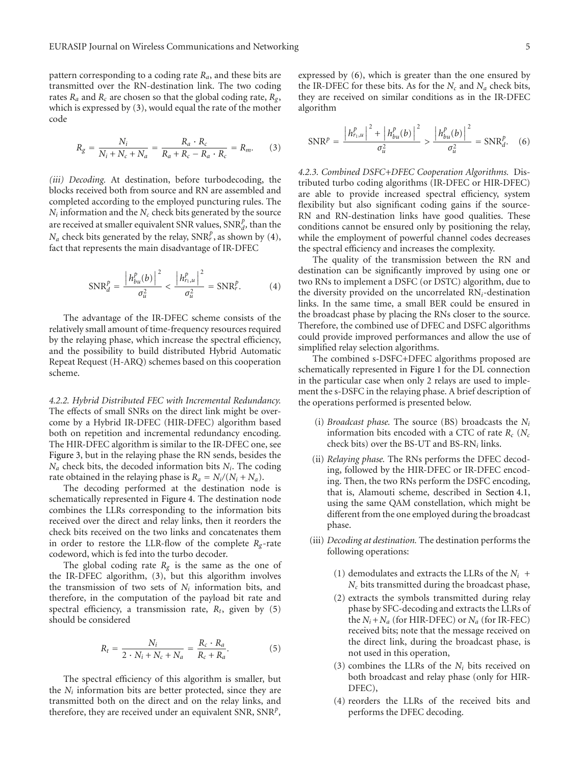pattern corresponding to a coding rate $R_a$, and these bits are transmitted over the RN-destination link. The two coding rates $R_a$ and $R_c$ are chosen so that the global coding rate, $R_g$, which is expressed by (3), would equal the rate of the mother code

$$R_g = \frac{N_i}{N_i + N_c + N_a} = \frac{R_a \cdot R_c}{R_a + R_c - R_a \cdot R_c} = R_m. \quad (3)$$

*(iii) Decoding.* At destination, before turbodecoding, the blocks received both from source and RN are assembled and completed according to the employed puncturing rules. The $N_i$ information and the $N_c$ check bits generated by the source are received at smaller equivalent SNR values, $\mathrm{SNR}_d^p$, than the $N_a$ check bits generated by the relay, $\mathrm{SNR}_r^p$, as shown by (4), fact that represents the main disadvantage of IR-DFEC

$$\mathrm{SNR}_d^p = \frac{\left|h_{bu}^p(b)\right|^2}{\sigma_u^2} < \frac{\left|h_{r_1,u}^p\right|^2}{\sigma_u^2} = \mathrm{SNR}_r^p. \quad (4)$$

The advantage of the IR-DFEC scheme consists of the relatively small amount of time-frequency resources required by the relaying phase, which increase the spectral efficiency, and the possibility to build distributed Hybrid Automatic Repeat Request (H-ARQ) schemes based on this cooperation scheme.

*4.2.2. Hybrid Distributed FEC with Incremental Redundancy.* The effects of small SNRs on the direct link might be overcome by a Hybrid IR-DFEC (HIR-DFEC) algorithm based both on repetition and incremental redundancy encoding. The HIR-DFEC algorithm is similar to the IR-DFEC one, see Figure 3, but in the relaying phase the RN sends, besides the $N_a$ check bits, the decoded information bits $N_i$. The coding rate obtained in the relaying phase is $R_a = N_i/(N_i + N_a)$.

The decoding performed at the destination node is schematically represented in Figure 4. The destination node combines the LLRs corresponding to the information bits received over the direct and relay links, then it reorders the check bits received on the two links and concatenates them in order to restore the LLR-flow of the complete $R_g$-rate codeword, which is fed into the turbo decoder.

The global coding rate $R_g$ is the same as the one of the IR-DFEC algorithm, (3), but this algorithm involves the transmission of two sets of $N_i$ information bits, and therefore, in the computation of the payload bit rate and spectral efficiency, a transmission rate, $R_t$, given by (5) should be considered

$$R_t = \frac{N_i}{2 \cdot N_i + N_c + N_a} = \frac{R_c \cdot R_a}{R_c + R_a}. \quad (5)$$

The spectral efficiency of this algorithm is smaller, but the $N_i$ information bits are better protected, since they are transmitted both on the direct and on the relay links, and therefore, they are received under an equivalent SNR, $\mathrm{SNR}^p$, expressed by (6), which is greater than the one ensured by the IR-DFEC for these bits. As for the $N_c$ and $N_a$ check bits, they are received on similar conditions as in the IR-DFEC algorithm

$$\mathrm{SNR}^p = \frac{\left|h_{r_1,u}^p\right|^2 + \left|h_{bu}^p(b)\right|^2}{\sigma_u^2} > \frac{\left|h_{bu}^p(b)\right|^2}{\sigma_u^2} = \mathrm{SNR}_d^p. \quad (6)$$

*4.2.3. Combined DSFC+DFEC Cooperation Algorithms.* Distributed turbo coding algorithms (IR-DFEC or HIR-DFEC) are able to provide increased spectral efficiency, system flexibility but also significant coding gains if the source-RN and RN-destination links have good qualities. These conditions cannot be ensured only by positioning the relay, while the employment of powerful channel codes decreases the spectral efficiency and increases the complexity.

The quality of the transmission between the RN and destination can be significantly improved by using one or two RNs to implement a DSFC (or DSTC) algorithm, due to the diversity provided on the uncorrelated $\mathrm{RN}_i$-destination links. In the same time, a small BER could be ensured in the broadcast phase by placing the RNs closer to the source. Therefore, the combined use of DFEC and DSFC algorithms could provide improved performances and allow the use of simplified relay selection algorithms.

The combined s-DSFC+DFEC algorithms proposed are schematically represented in Figure 1 for the DL connection in the particular case when only 2 relays are used to implement the s-DSFC in the relaying phase. A brief description of the operations performed is presented below.

(i) *Broadcast phase.* The source (BS) broadcasts the $N_i$ information bits encoded with a CTC of rate $R_c$ ($N_c$ check bits) over the BS-UT and BS-$\mathrm{RN}_i$ links.

(ii) *Relaying phase.* The RNs performs the DFEC decoding, followed by the HIR-DFEC or IR-DFEC encoding. Then, the two RNs perform the DSFC encoding, that is, Alamouti scheme, described in Section 4.1, using the same QAM constellation, which might be different from the one employed during the broadcast phase.

(iii) *Decoding at destination.* The destination performs the following operations:

(1) demodulates and extracts the LLRs of the $N_i + N_c$ bits transmitted during the broadcast phase,

(2) extracts the symbols transmitted during relay phase by SFC-decoding and extracts the LLRs of the $N_i + N_a$ (for HIR-DFEC) or $N_a$ (for IR-FEC) received bits; note that the message received on the direct link, during the broadcast phase, is not used in this operation,

(3) combines the LLRs of the $N_i$ bits received on both broadcast and relay phase (only for HIR-DFEC),

(4) reorders the LLRs of the received bits and performs the DFEC decoding.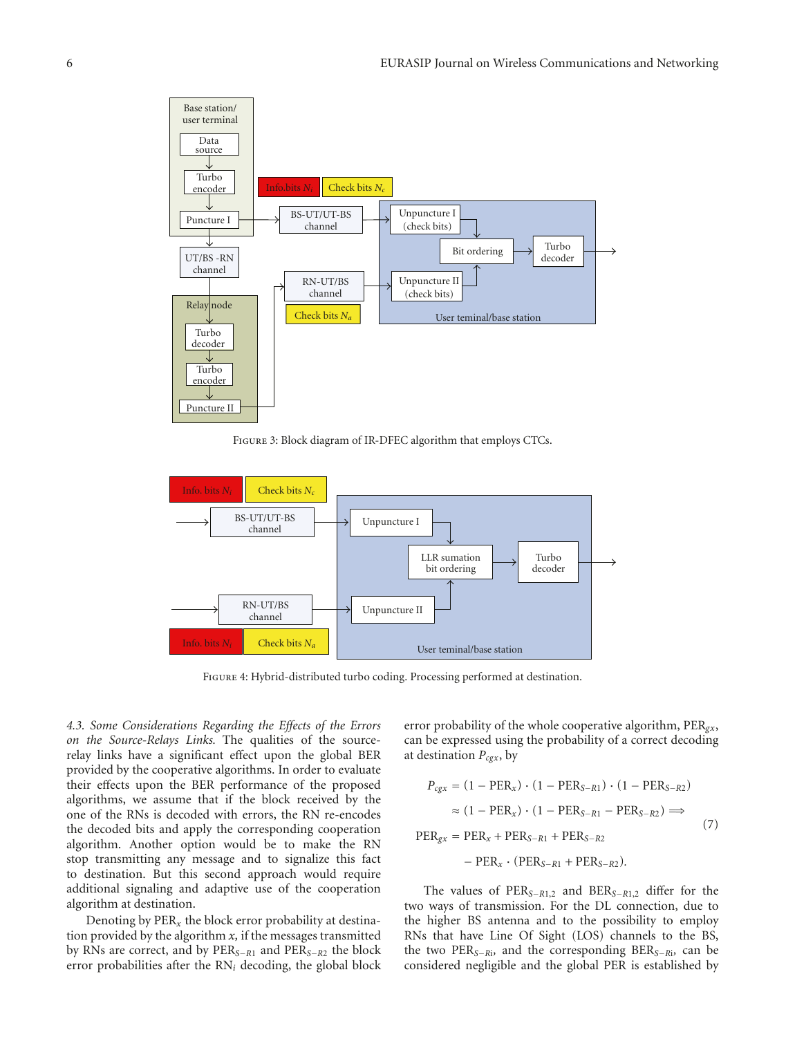Figure 3: Block diagram of IR-DFEC algorithm that employs CTCs.

Figure 4: Hybrid-distributed turbo coding. Processing performed at destination.

*4.3. Some Considerations Regarding the Effects of the Errors on the Source-Relays Links.* The qualities of the source-relay links have a significant effect upon the global BER provided by the cooperative algorithms. In order to evaluate their effects upon the BER performance of the proposed algorithms, we assume that if the block received by the one of the RNs is decoded with errors, the RN re-encodes the decoded bits and apply the corresponding cooperation algorithm. Another option would be to make the RN stop transmitting any message and to signalize this fact to destination. But this second approach would require additional signaling and adaptive use of the cooperation algorithm at destination.

Denoting by $\text{PER}_x$ the block error probability at destination provided by the algorithm $x$, if the messages transmitted by RNs are correct, and by $\text{PER}_{S-R1}$ and $\text{PER}_{S-R2}$ the block error probabilities after the $\text{RN}_i$ decoding, the global block error probability of the whole cooperative algorithm, $\text{PER}_{gx}$, can be expressed using the probability of a correct decoding at destination $P_{cgx}$, by

$$
\begin{aligned}
P_{cgx} &= (1-\text{PER}_x)\cdot(1-\text{PER}_{S-R1})\cdot(1-\text{PER}_{S-R2}) \\
&\approx (1-\text{PER}_x)\cdot(1-\text{PER}_{S-R1}-\text{PER}_{S-R2}) \Longrightarrow \\
\text{PER}_{gx} &= \text{PER}_x + \text{PER}_{S-R1} + \text{PER}_{S-R2} \\
&\quad - \text{PER}_x\cdot(\text{PER}_{S-R1}+\text{PER}_{S-R2}).
\end{aligned}
\tag{7}
$$

The values of $\text{PER}_{S-R1,2}$ and $\text{BER}_{S-R1,2}$ differ for the two ways of transmission. For the DL connection, due to the higher BS antenna and to the possibility to employ RNs that have Line Of Sight (LOS) channels to the BS, the two $\text{PER}_{S-Ri}$, and the corresponding $\text{BER}_{S-Ri}$, can be considered negligible and the global PER is established by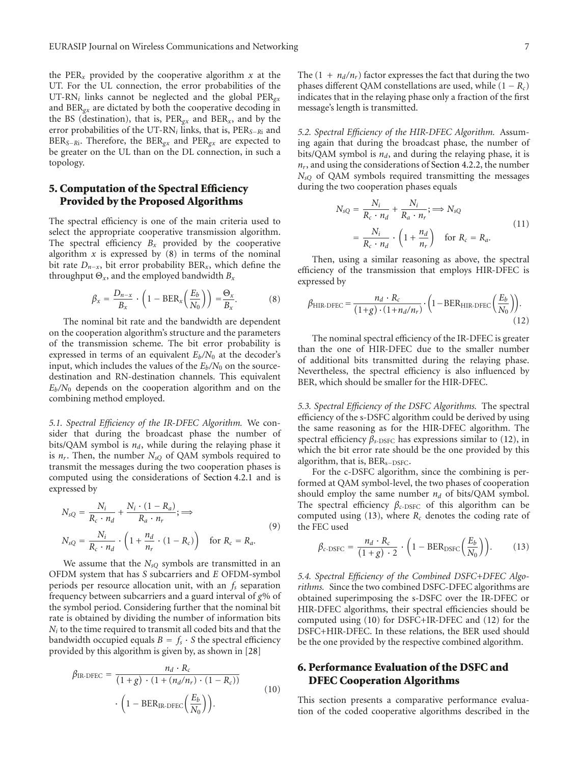the $PER_x$ provided by the cooperative algorithm $x$ at the UT. For the UL connection, the error probabilities of the UT-$RN_i$ links cannot be neglected and the global $PER_{gx}$ and $BER_{gx}$ are dictated by both the cooperative decoding in the BS (destination), that is, $PER_{gx}$ and $BER_x$, and by the error probabilities of the UT-$RN_i$ links, that is, $PER_{S-Ri}$ and $BER_{S-Ri}$. Therefore, the $BER_{gx}$ and $PER_{gx}$ are expected to be greater on the UL than on the DL connection, in such a topology.

## 5. Computation of the Spectral Efficiency Provided by the Proposed Algorithms

The spectral efficiency is one of the main criteria used to select the appropriate cooperative transmission algorithm. The spectral efficiency $B_x$ provided by the cooperative algorithm $x$ is expressed by (8) in terms of the nominal bit rate $D_{n-x}$, bit error probability $BER_x$, which define the throughput $\Theta_x$, and the employed bandwidth $B_x$

$$\beta_x = \frac{D_{n-x}}{B_x} \cdot \left(1 - BER_x\left(\frac{E_b}{N_0}\right)\right) = \frac{\Theta_x}{B_x}. \tag{8}$$

The nominal bit rate and the bandwidth are dependent on the cooperation algorithm's structure and the parameters of the transmission scheme. The bit error probability is expressed in terms of an equivalent $E_b/N_0$ at the decoder's input, which includes the values of the $E_b/N_0$ on the source-destination and RN-destination channels. This equivalent $E_b/N_0$ depends on the cooperation algorithm and on the combining method employed.

*5.1. Spectral Efficiency of the IR-DFEC Algorithm.* We consider that during the broadcast phase the number of bits/QAM symbol is $n_d$, while during the relaying phase it is $n_r$. Then, the number $N_{sQ}$ of QAM symbols required to transmit the messages during the two cooperation phases is computed using the considerations of Section 4.2.1 and is expressed by

$$\begin{aligned} N_{sQ} &= \frac{N_i}{R_c \cdot n_d} + \frac{N_i \cdot (1-R_a)}{R_a \cdot n_r}; \Longrightarrow \\ N_{sQ} &= \frac{N_i}{R_c \cdot n_d} \cdot \left(1 + \frac{n_d}{n_r} \cdot (1-R_c)\right) \quad \text{for } R_c = R_a. \end{aligned} \tag{9}$$

We assume that the $N_{sQ}$ symbols are transmitted in an OFDM system that has $S$ subcarriers and $E$ OFDM-symbol periods per resource allocation unit, with an $f_s$ separation frequency between subcarriers and a guard interval of $g$% of the symbol period. Considering further that the nominal bit rate is obtained by dividing the number of information bits $N_i$ to the time required to transmit all coded bits and that the bandwidth occupied equals $B = f_s \cdot S$ the spectral efficiency provided by this algorithm is given by, as shown in [28]

$$\begin{aligned} \beta_{\text{IR-DFEC}} &= \frac{n_d \cdot R_c}{(1+g) \cdot (1 + (n_d/n_r) \cdot (1-R_c))} \\ &\quad \cdot \left(1 - BER_{\text{IR-DFEC}}\left(\frac{E_b}{N_0}\right)\right). \end{aligned} \tag{10}$$

The $(1 + n_d/n_r)$ factor expresses the fact that during the two phases different QAM constellations are used, while $(1 - R_c)$ indicates that in the relaying phase only a fraction of the first message's length is transmitted.

*5.2. Spectral Efficiency of the HIR-DFEC Algorithm.* Assuming again that during the broadcast phase, the number of bits/QAM symbol is $n_d$, and during the relaying phase, it is $n_r$, and using the considerations of Section 4.2.2, the number $N_{sQ}$ of QAM symbols required transmitting the messages during the two cooperation phases equals

$$\begin{aligned} N_{sQ} &= \frac{N_i}{R_c \cdot n_d} + \frac{N_i}{R_a \cdot n_r}; \Longrightarrow N_{sQ} \\ &= \frac{N_i}{R_c \cdot n_d} \cdot \left(1 + \frac{n_d}{n_r}\right) \quad \text{for } R_c = R_a. \end{aligned} \tag{11}$$

Then, using a similar reasoning as above, the spectral efficiency of the transmission that employs HIR-DFEC is expressed by

$$\beta_{\text{HIR-DFEC}} = \frac{n_d \cdot R_c}{(1+g) \cdot (1+n_d/n_r)} \cdot \left(1 - BER_{\text{HIR-DFEC}}\left(\frac{E_b}{N_0}\right)\right). \tag{12}$$

The nominal spectral efficiency of the IR-DFEC is greater than the one of HIR-DFEC due to the smaller number of additional bits transmitted during the relaying phase. Nevertheless, the spectral efficiency is also influenced by BER, which should be smaller for the HIR-DFEC.

*5.3. Spectral Efficiency of the DSFC Algorithms.* The spectral efficiency of the s-DSFC algorithm could be derived by using the same reasoning as for the HIR-DFEC algorithm. The spectral efficiency $\beta_{s\text{-DSFC}}$ has expressions similar to (12), in which the bit error rate should be the one provided by this algorithm, that is, $BER_{s-DSFC}$.

For the c-DSFC algorithm, since the combining is performed at QAM symbol-level, the two phases of cooperation should employ the same number $n_d$ of bits/QAM symbol. The spectral efficiency $\beta_{c\text{-DSFC}}$ of this algorithm can be computed using (13), where $R_c$ denotes the coding rate of the FEC used

$$\beta_{c\text{-DSFC}} = \frac{n_d \cdot R_c}{(1+g) \cdot 2} \cdot \left(1 - BER_{\text{DSFC}}\left(\frac{E_b}{N_0}\right)\right). \tag{13}$$

*5.4. Spectral Efficiency of the Combined DSFC+DFEC Algorithms.* Since the two combined DSFC-DFEC algorithms are obtained superimposing the s-DSFC over the IR-DFEC or HIR-DFEC algorithms, their spectral efficiencies should be computed using (10) for DSFC+IR-DFEC and (12) for the DSFC+HIR-DFEC. In these relations, the BER used should be the one provided by the respective combined algorithm.

## 6. Performance Evaluation of the DSFC and DFEC Cooperation Algorithms

This section presents a comparative performance evaluation of the coded cooperative algorithms described in the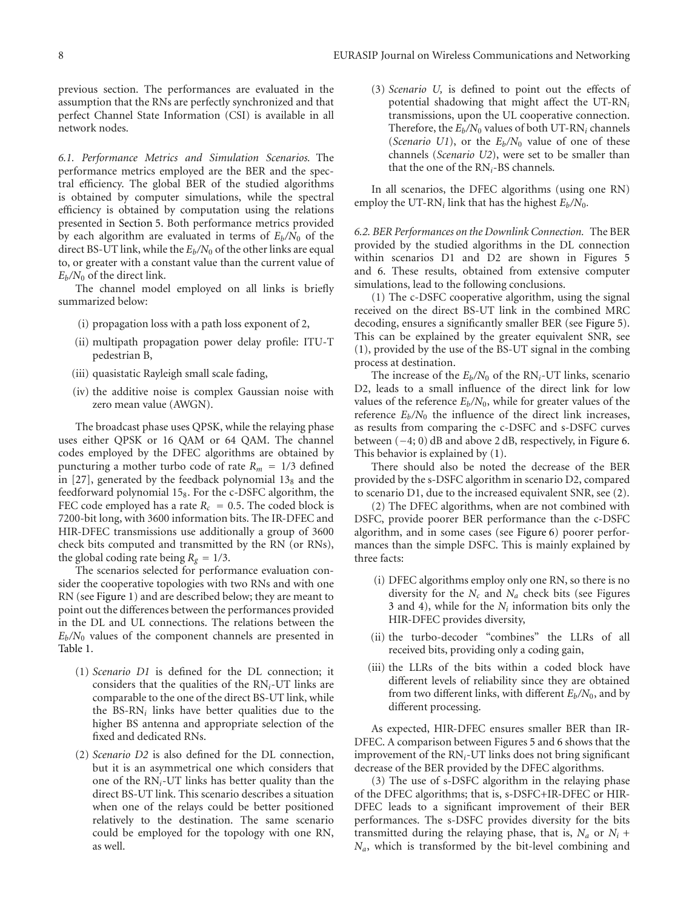previous section. The performances are evaluated in the assumption that the RNs are perfectly synchronized and that perfect Channel State Information (CSI) is available in all network nodes.

*6.1. Performance Metrics and Simulation Scenarios.* The performance metrics employed are the BER and the spectral efficiency. The global BER of the studied algorithms is obtained by computer simulations, while the spectral efficiency is obtained by computation using the relations presented in Section 5. Both performance metrics provided by each algorithm are evaluated in terms of $E_b/N_0$ of the direct BS-UT link, while the $E_b/N_0$ of the other links are equal to, or greater with a constant value than the current value of $E_b/N_0$ of the direct link.

The channel model employed on all links is briefly summarized below:

(i) propagation loss with a path loss exponent of 2,

(ii) multipath propagation power delay profile: ITU-T pedestrian B,

(iii) quasistatic Rayleigh small scale fading,

(iv) the additive noise is complex Gaussian noise with zero mean value (AWGN).

The broadcast phase uses QPSK, while the relaying phase uses either QPSK or 16 QAM or 64 QAM. The channel codes employed by the DFEC algorithms are obtained by puncturing a mother turbo code of rate $R_m = 1/3$ defined in [27], generated by the feedback polynomial $13_8$ and the feedforward polynomial $15_8$. For the c-DSFC algorithm, the FEC code employed has a rate $R_c = 0.5$. The coded block is 7200-bit long, with 3600 information bits. The IR-DFEC and HIR-DFEC transmissions use additionally a group of 3600 check bits computed and transmitted by the RN (or RNs), the global coding rate being $R_g = 1/3$.

The scenarios selected for performance evaluation consider the cooperative topologies with two RNs and with one RN (see Figure 1) and are described below; they are meant to point out the differences between the performances provided in the DL and UL connections. The relations between the $E_b/N_0$ values of the component channels are presented in Table 1.

(1) *Scenario D1* is defined for the DL connection; it considers that the qualities of the $\text{RN}_i$-UT links are comparable to the one of the direct BS-UT link, while the BS-$\text{RN}_i$ links have better qualities due to the higher BS antenna and appropriate selection of the fixed and dedicated RNs.

(2) *Scenario D2* is also defined for the DL connection, but it is an asymmetrical one which considers that one of the $\text{RN}_i$-UT links has better quality than the direct BS-UT link. This scenario describes a situation when one of the relays could be better positioned relatively to the destination. The same scenario could be employed for the topology with one RN, as well.

(3) *Scenario U,* is defined to point out the effects of potential shadowing that might affect the UT-$\text{RN}_i$ transmissions, upon the UL cooperative connection. Therefore, the $E_b/N_0$ values of both UT-$\text{RN}_i$ channels (*Scenario U1*), or the $E_b/N_0$ value of one of these channels (*Scenario U2*), were set to be smaller than that the one of the $\text{RN}_i$-BS channels.

In all scenarios, the DFEC algorithms (using one RN) employ the UT-$\text{RN}_i$ link that has the highest $E_b/N_0$.

*6.2. BER Performances on the Downlink Connection.* The BER provided by the studied algorithms in the DL connection within scenarios D1 and D2 are shown in Figures 5 and 6. These results, obtained from extensive computer simulations, lead to the following conclusions.

(1) The c-DSFC cooperative algorithm, using the signal received on the direct BS-UT link in the combined MRC decoding, ensures a significantly smaller BER (see Figure 5). This can be explained by the greater equivalent SNR, see (1), provided by the use of the BS-UT signal in the combing process at destination.

The increase of the $E_b/N_0$ of the $\text{RN}_i$-UT links, scenario D2, leads to a small influence of the direct link for low values of the reference $E_b/N_0$, while for greater values of the reference $E_b/N_0$ the influence of the direct link increases, as results from comparing the c-DSFC and s-DSFC curves between (−4; 0) dB and above 2 dB, respectively, in Figure 6. This behavior is explained by (1).

There should also be noted the decrease of the BER provided by the s-DSFC algorithm in scenario D2, compared to scenario D1, due to the increased equivalent SNR, see (2).

(2) The DFEC algorithms, when are not combined with DSFC, provide poorer BER performance than the c-DSFC algorithm, and in some cases (see Figure 6) poorer performances than the simple DSFC. This is mainly explained by three facts:

(i) DFEC algorithms employ only one RN, so there is no diversity for the $N_c$ and $N_a$ check bits (see Figures 3 and 4), while for the $N_i$ information bits only the HIR-DFEC provides diversity,

(ii) the turbo-decoder "combines" the LLRs of all received bits, providing only a coding gain,

(iii) the LLRs of the bits within a coded block have different levels of reliability since they are obtained from two different links, with different $E_b/N_0$, and by different processing.

As expected, HIR-DFEC ensures smaller BER than IR-DFEC. A comparison between Figures 5 and 6 shows that the improvement of the $\text{RN}_i$-UT links does not bring significant decrease of the BER provided by the DFEC algorithms.

(3) The use of s-DSFC algorithm in the relaying phase of the DFEC algorithms; that is, s-DSFC+IR-DFEC or HIR-DFEC leads to a significant improvement of their BER performances. The s-DSFC provides diversity for the bits transmitted during the relaying phase, that is, $N_a$ or $N_i + N_a$, which is transformed by the bit-level combining and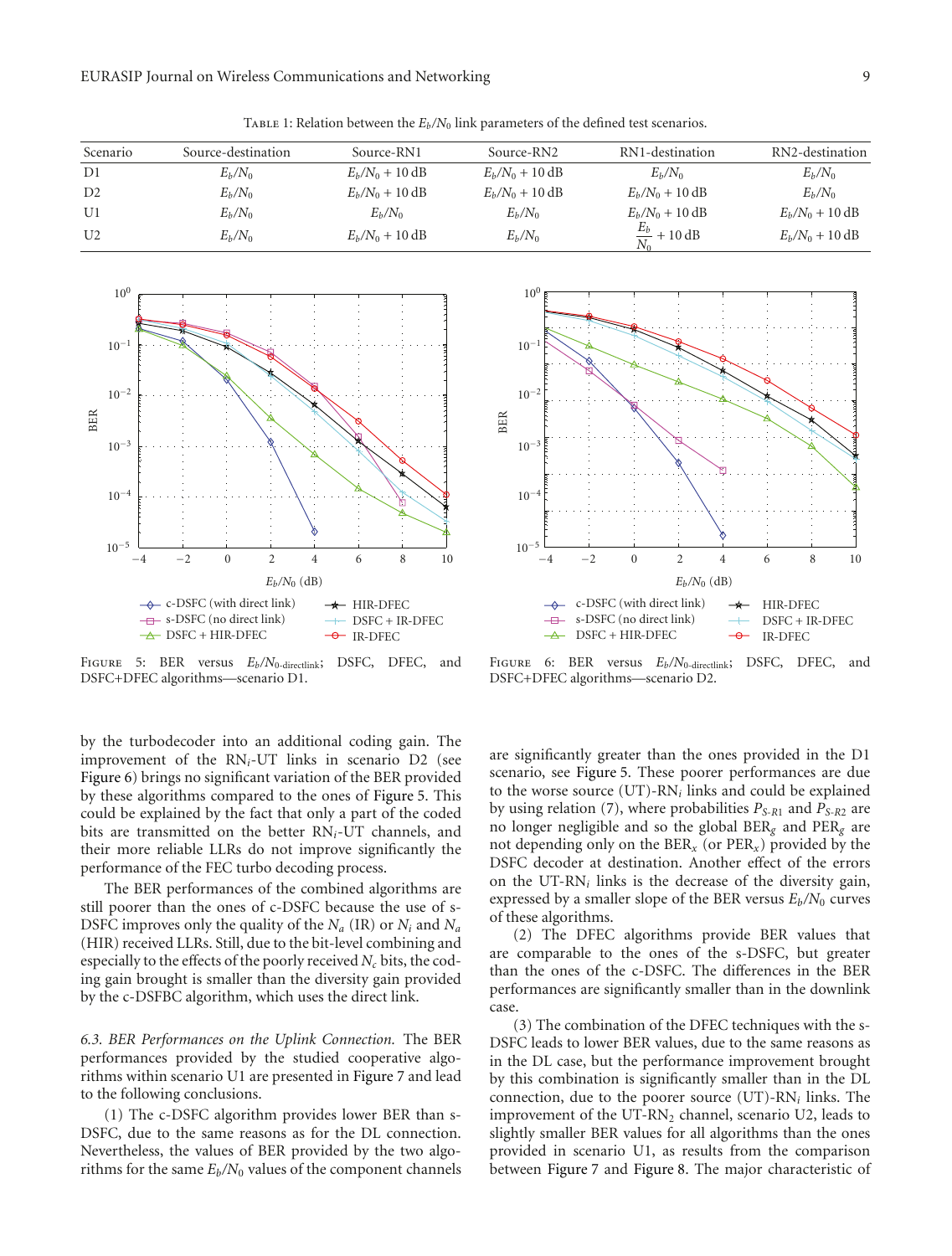Table 1: Relation between the $E_b/N_0$ link parameters of the defined test scenarios.

| Scenario | Source-destination | Source-RN1 | Source-RN2 | RN1-destination | RN2-destination |
|---|---|---|---|---|---|
| D1 | $E_b/N_0$ | $E_b/N_0 + 10\,\text{dB}$ | $E_b/N_0 + 10\,\text{dB}$ | $E_b/N_0$ | $E_b/N_0$ |
| D2 | $E_b/N_0$ | $E_b/N_0 + 10\,\text{dB}$ | $E_b/N_0 + 10\,\text{dB}$ | $E_b/N_0 + 10\,\text{dB}$ | $E_b/N_0 + 10\,\text{dB}$ |
| U1 | $E_b/N_0$ | $E_b/N_0$ | $E_b/N_0$ | $E_b/N_0 + 10\,\text{dB}$ | $E_b/N_0 + 10\,\text{dB}$ |
| U2 | $E_b/N_0$ | $E_b/N_0 + 10\,\text{dB}$ | $E_b/N_0$ | $\frac{E_b}{N_0} + 10\,\text{dB}$ | $E_b/N_0 + 10\,\text{dB}$ |

Figure 5: BER versus $E_b/N_{0\text{-directlink}}$; DSFC, DFEC, and DSFC+DFEC algorithms—scenario D1.

Figure 6: BER versus $E_b/N_{0\text{-directlink}}$; DSFC, DFEC, and DSFC+DFEC algorithms—scenario D2.

by the turbodecoder into an additional coding gain. The improvement of the $\text{RN}_i$-UT links in scenario D2 (see Figure 6) brings no significant variation of the BER provided by these algorithms compared to the ones of Figure 5. This could be explained by the fact that only a part of the coded bits are transmitted on the better $\text{RN}_i$-UT channels, and their more reliable LLRs do not improve significantly the performance of the FEC turbo decoding process.

The BER performances of the combined algorithms are still poorer than the ones of c-DSFC because the use of s-DSFC improves only the quality of the $N_a$ (IR) or $N_i$ and $N_a$ (HIR) received LLRs. Still, due to the bit-level combining and especially to the effects of the poorly received $N_c$ bits, the coding gain brought is smaller than the diversity gain provided by the c-DSFBC algorithm, which uses the direct link.

*6.3. BER Performances on the Uplink Connection.* The BER performances provided by the studied cooperative algorithms within scenario U1 are presented in Figure 7 and lead to the following conclusions.

(1) The c-DSFC algorithm provides lower BER than s-DSFC, due to the same reasons as for the DL connection. Nevertheless, the values of BER provided by the two algorithms for the same $E_b/N_0$ values of the component channels are significantly greater than the ones provided in the D1 scenario, see Figure 5. These poorer performances are due to the worse source (UT)-$\text{RN}_i$ links and could be explained by using relation (7), where probabilities $P_{S\text{-}R1}$ and $P_{S\text{-}R2}$ are no longer negligible and so the global $\text{BER}_g$ and $\text{PER}_g$ are not depending only on the $\text{BER}_x$ (or $\text{PER}_x$) provided by the DSFC decoder at destination. Another effect of the errors on the UT-$\text{RN}_i$ links is the decrease of the diversity gain, expressed by a smaller slope of the BER versus $E_b/N_0$ curves of these algorithms.

(2) The DFEC algorithms provide BER values that are comparable to the ones of the s-DSFC, but greater than the ones of the c-DSFC. The differences in the BER performances are significantly smaller than in the downlink case.

(3) The combination of the DFEC techniques with the s-DSFC leads to lower BER values, due to the same reasons as in the DL case, but the performance improvement brought by this combination is significantly smaller than in the DL connection, due to the poorer source (UT)-$\text{RN}_i$ links. The improvement of the UT-$\text{RN}_2$ channel, scenario U2, leads to slightly smaller BER values for all algorithms than the ones provided in scenario U1, as results from the comparison between Figure 7 and Figure 8. The major characteristic of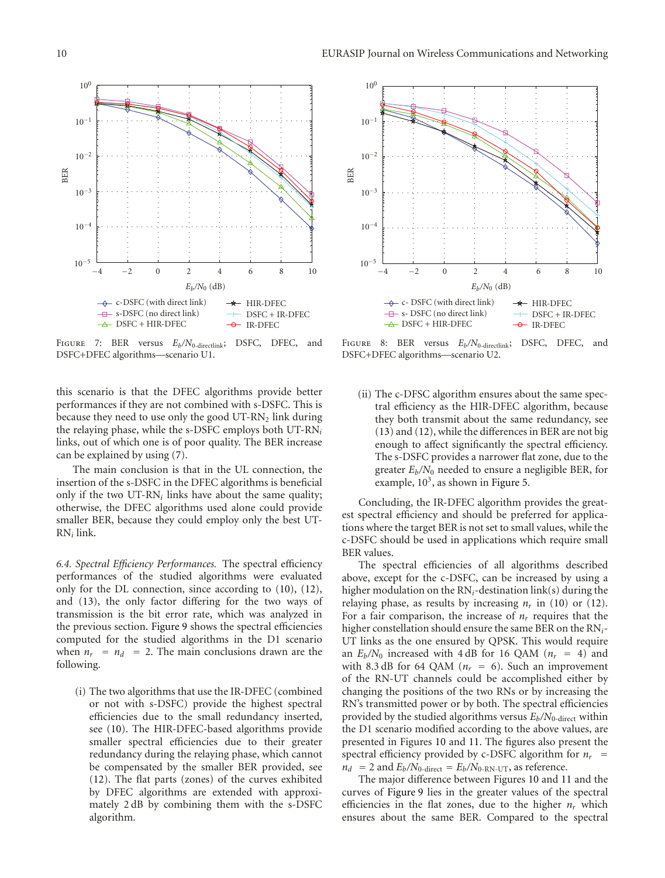Figure 7: BER versus $E_b/N_{0\text{-directlink}}$; DSFC, DFEC, and DSFC+DFEC algorithms—scenario U1.

Figure 8: BER versus $E_b/N_{0\text{-directlink}}$; DSFC, DFEC, and DSFC+DFEC algorithms—scenario U2.

this scenario is that the DFEC algorithms provide better performances if they are not combined with s-DSFC. This is because they need to use only the good UT-RN$_2$ link during the relaying phase, while the s-DSFC employs both UT-RN$_i$ links, out of which one is of poor quality. The BER increase can be explained by using (7).

The main conclusion is that in the UL connection, the insertion of the s-DSFC in the DFEC algorithms is beneficial only if the two UT-RN$_i$ links have about the same quality; otherwise, the DFEC algorithms used alone could provide smaller BER, because they could employ only the best UT-RN$_i$ link.

*6.4. Spectral Efficiency Performances.* The spectral efficiency performances of the studied algorithms were evaluated only for the DL connection, since according to (10), (12), and (13), the only factor differing for the two ways of transmission is the bit error rate, which was analyzed in the previous section. Figure 9 shows the spectral efficiencies computed for the studied algorithms in the D1 scenario when $n_r = n_d = 2$. The main conclusions drawn are the following.

(i) The two algorithms that use the IR-DFEC (combined or not with s-DSFC) provide the highest spectral efficiencies due to the small redundancy inserted, see (10). The HIR-DFEC-based algorithms provide smaller spectral efficiencies due to their greater redundancy during the relaying phase, which cannot be compensated by the smaller BER provided, see (12). The flat parts (zones) of the curves exhibited by DFEC algorithms are extended with approximately 2 dB by combining them with the s-DSFC algorithm.

(ii) The c-DFSC algorithm ensures about the same spectral efficiency as the HIR-DFEC algorithm, because they both transmit about the same redundancy, see (13) and (12), while the differences in BER are not big enough to affect significantly the spectral efficiency. The s-DSFC provides a narrower flat zone, due to the greater $E_b/N_0$ needed to ensure a negligible BER, for example, $10^3$, as shown in Figure 5.

Concluding, the IR-DFEC algorithm provides the greatest spectral efficiency and should be preferred for applications where the target BER is not set to small values, while the c-DSFC should be used in applications which require small BER values.

The spectral efficiencies of all algorithms described above, except for the c-DSFC, can be increased by using a higher modulation on the RN$_i$-destination link(s) during the relaying phase, as results by increasing $n_r$ in (10) or (12). For a fair comparison, the increase of $n_r$ requires that the higher constellation should ensure the same BER on the RN$_i$-UT links as the one ensured by QPSK. This would require an $E_b/N_0$ increased with 4 dB for 16 QAM ($n_r = 4$) and with 8.3 dB for 64 QAM ($n_r = 6$). Such an improvement of the RN-UT channels could be accomplished either by changing the positions of the two RNs or by increasing the RN's transmitted power or by both. The spectral efficiencies provided by the studied algorithms versus $E_b/N_{0\text{-direct}}$ within the D1 scenario modified according to the above values, are presented in Figures 10 and 11. The figures also present the spectral efficiency provided by c-DSFC algorithm for $n_r = n_d = 2$ and $E_b/N_{0\text{-direct}} = E_b/N_{0\text{-RN-UT}}$, as reference.

The major difference between Figures 10 and 11 and the curves of Figure 9 lies in the greater values of the spectral efficiencies in the flat zones, due to the higher $n_r$ which ensures about the same BER. Compared to the spectral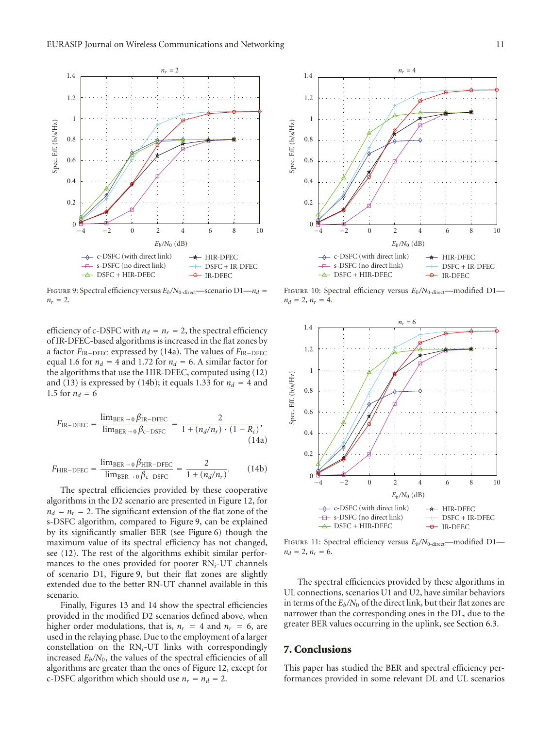Figure 9: Spectral efficiency versus $E_b/N_{0\text{-direct}}$—scenario D1—$n_d = n_r = 2$.

Figure 10: Spectral efficiency versus $E_b/N_{0\text{-direct}}$—modified D1—$n_d = 2$, $n_r = 4$.

efficiency of c-DSFC with $n_d = n_r = 2$, the spectral efficiency of IR-DFEC-based algorithms is increased in the flat zones by a factor $F_{\text{IR-DFEC}}$ expressed by (14a). The values of $F_{\text{IR-DFEC}}$ equal 1.6 for $n_d = 4$ and 1.72 for $n_d = 6$. A similar factor for the algorithms that use the HIR-DFEC, computed using (12) and (13) is expressed by (14b); it equals 1.33 for $n_d = 4$ and 1.5 for $n_d = 6$

$$F_{\text{IR-DFEC}} = \frac{\lim_{\text{BER}\to 0} \beta_{\text{IR-DFEC}}}{\lim_{\text{BER}\to 0} \beta_{\text{c-DSFC}}} = \frac{2}{1 + (n_d/n_r) \cdot (1 - R_c)}, \tag{14a}$$

$$F_{\text{HIR-DFEC}} = \frac{\lim_{\text{BER}\to 0} \beta_{\text{HIR-DFEC}}}{\lim_{\text{BER}\to 0} \beta_{\text{c-DSFC}}} = \frac{2}{1 + (n_d/n_r)}. \tag{14b}$$

The spectral efficiencies provided by these cooperative algorithms in the D2 scenario are presented in Figure 12, for $n_d = n_r = 2$. The significant extension of the flat zone of the s-DSFC algorithm, compared to Figure 9, can be explained by its significantly smaller BER (see Figure 6) though the maximum value of its spectral efficiency has not changed, see (12). The rest of the algorithms exhibit similar performances to the ones provided for poorer RN$_i$-UT channels of scenario D1, Figure 9, but their flat zones are slightly extended due to the better RN-UT channel available in this scenario.

Finally, Figures 13 and 14 show the spectral efficiencies provided in the modified D2 scenarios defined above, when higher order modulations, that is, $n_r = 4$ and $n_r = 6$, are used in the relaying phase. Due to the employment of a larger constellation on the RN$_i$-UT links with correspondingly increased $E_b/N_0$, the values of the spectral efficiencies of all algorithms are greater than the ones of Figure 12, except for c-DSFC algorithm which should use $n_r = n_d = 2$.

Figure 11: Spectral efficiency versus $E_b/N_{0\text{-direct}}$—modified D1—$n_d = 2$, $n_r = 6$.

The spectral efficiencies provided by these algorithms in UL connections, scenarios U1 and U2, have similar behaviors in terms of the $E_b/N_0$ of the direct link, but their flat zones are narrower than the corresponding ones in the DL, due to the greater BER values occurring in the uplink, see Section 6.3.

## 7. Conclusions

This paper has studied the BER and spectral efficiency performances provided in some relevant DL and UL scenarios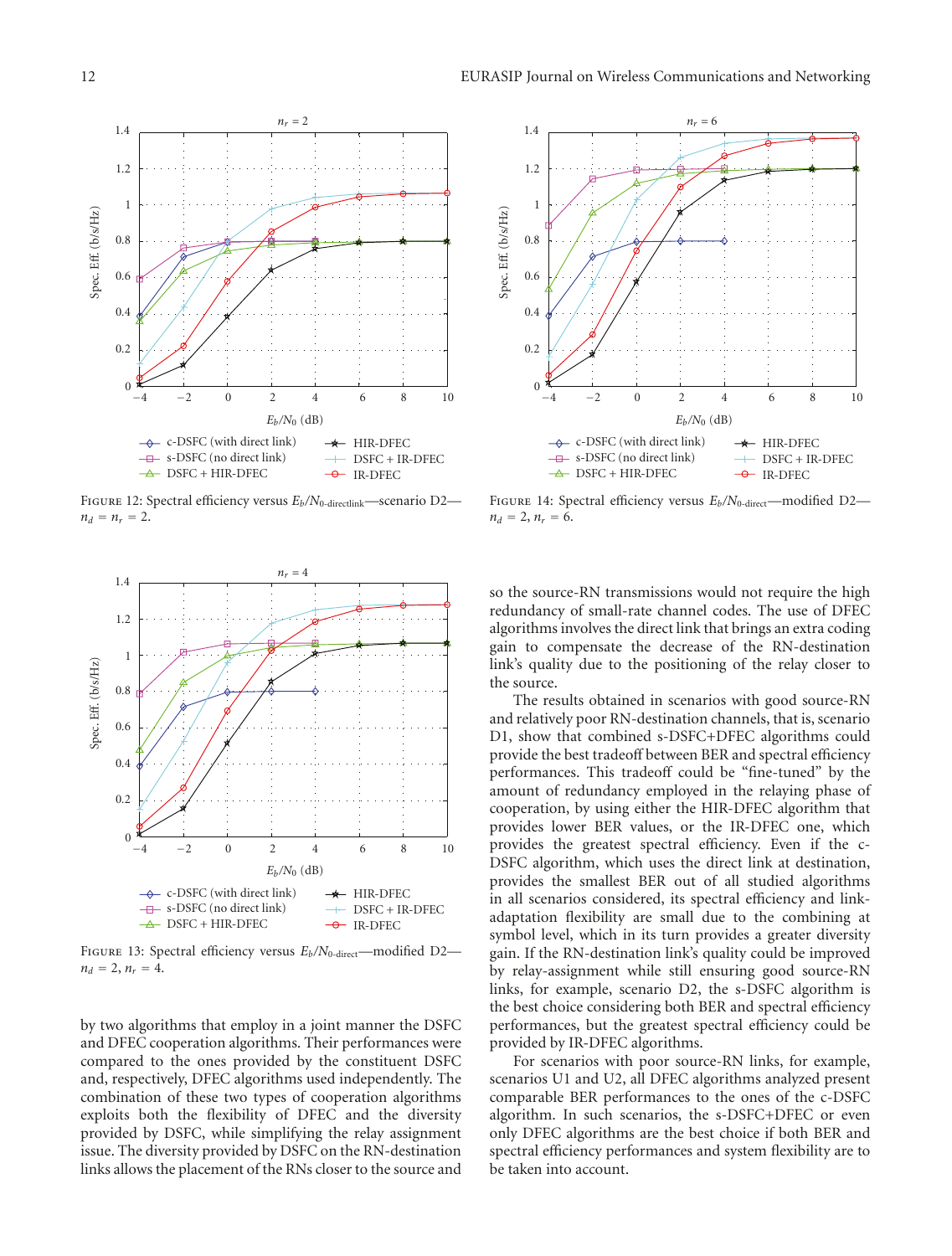Figure 12: Spectral efficiency versus $E_b/N_{0\text{-directlink}}$—scenario D2—$n_d = n_r = 2$.

Figure 13: Spectral efficiency versus $E_b/N_{0\text{-direct}}$—modified D2—$n_d = 2$, $n_r = 4$.

by two algorithms that employ in a joint manner the DSFC and DFEC cooperation algorithms. Their performances were compared to the ones provided by the constituent DSFC and, respectively, DFEC algorithms used independently. The combination of these two types of cooperation algorithms exploits both the flexibility of DFEC and the diversity provided by DSFC, while simplifying the relay assignment issue. The diversity provided by DSFC on the RN-destination links allows the placement of the RNs closer to the source and so the source-RN transmissions would not require the high redundancy of small-rate channel codes. The use of DFEC algorithms involves the direct link that brings an extra coding gain to compensate the decrease of the RN-destination link's quality due to the positioning of the relay closer to the source.

Figure 14: Spectral efficiency versus $E_b/N_{0\text{-direct}}$—modified D2—$n_d = 2$, $n_r = 6$.

The results obtained in scenarios with good source-RN and relatively poor RN-destination channels, that is, scenario D1, show that combined s-DSFC+DFEC algorithms could provide the best tradeoff between BER and spectral efficiency performances. This tradeoff could be "fine-tuned" by the amount of redundancy employed in the relaying phase of cooperation, by using either the HIR-DFEC algorithm that provides lower BER values, or the IR-DFEC one, which provides the greatest spectral efficiency. Even if the c-DSFC algorithm, which uses the direct link at destination, provides the smallest BER out of all studied algorithms in all scenarios considered, its spectral efficiency and link-adaptation flexibility are small due to the combining at symbol level, which in its turn provides a greater diversity gain. If the RN-destination link's quality could be improved by relay-assignment while still ensuring good source-RN links, for example, scenario D2, the s-DSFC algorithm is the best choice considering both BER and spectral efficiency performances, but the greatest spectral efficiency could be provided by IR-DFEC algorithms.

For scenarios with poor source-RN links, for example, scenarios U1 and U2, all DFEC algorithms analyzed present comparable BER performances to the ones of the c-DSFC algorithm. In such scenarios, the s-DSFC+DFEC or even only DFEC algorithms are the best choice if both BER and spectral efficiency performances and system flexibility are to be taken into account.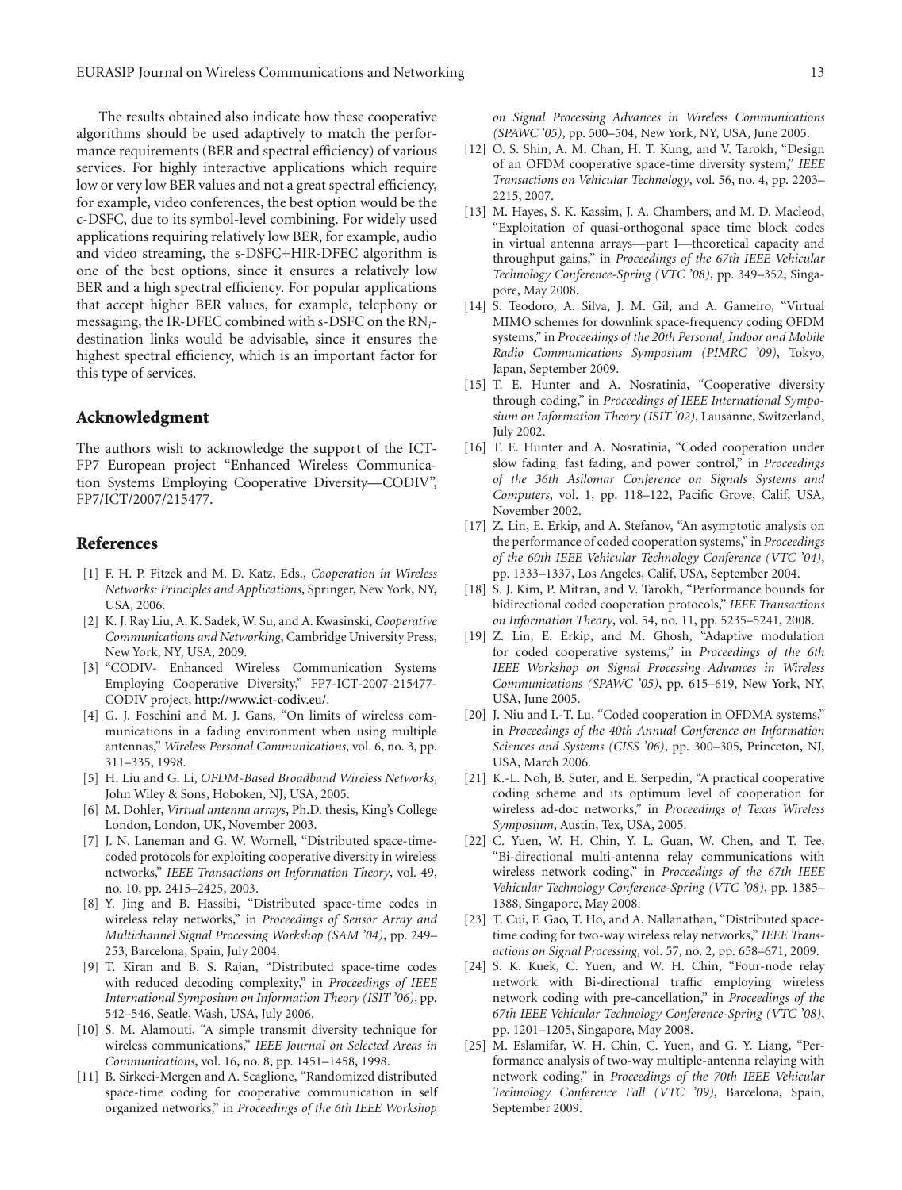The results obtained also indicate how these cooperative algorithms should be used adaptively to match the performance requirements (BER and spectral efficiency) of various services. For highly interactive applications which require low or very low BER values and not a great spectral efficiency, for example, video conferences, the best option would be the c-DSFC, due to its symbol-level combining. For widely used applications requiring relatively low BER, for example, audio and video streaming, the s-DSFC+HIR-DFEC algorithm is one of the best options, since it ensures a relatively low BER and a high spectral efficiency. For popular applications that accept higher BER values, for example, telephony or messaging, the IR-DFEC combined with s-DSFC on the $RN_i$-destination links would be advisable, since it ensures the highest spectral efficiency, which is an important factor for this type of services.

## Acknowledgment

The authors wish to acknowledge the support of the ICT-FP7 European project "Enhanced Wireless Communication Systems Employing Cooperative Diversity—CODIV", FP7/ICT/2007/215477.

## References

[1] F. H. P. Fitzek and M. D. Katz, Eds., *Cooperation in Wireless Networks: Principles and Applications*, Springer, New York, NY, USA, 2006.

[2] K. J. Ray Liu, A. K. Sadek, W. Su, and A. Kwasinski, *Cooperative Communications and Networking*, Cambridge University Press, New York, NY, USA, 2009.

[3] "CODIV- Enhanced Wireless Communication Systems Employing Cooperative Diversity," FP7-ICT-2007-215477-CODIV project, http://www.ict-codiv.eu/.

[4] G. J. Foschini and M. J. Gans, "On limits of wireless communications in a fading environment when using multiple antennas," *Wireless Personal Communications*, vol. 6, no. 3, pp. 311–335, 1998.

[5] H. Liu and G. Li, *OFDM-Based Broadband Wireless Networks*, John Wiley & Sons, Hoboken, NJ, USA, 2005.

[6] M. Dohler, *Virtual antenna arrays*, Ph.D. thesis, King's College London, London, UK, November 2003.

[7] J. N. Laneman and G. W. Wornell, "Distributed space-time-coded protocols for exploiting cooperative diversity in wireless networks," *IEEE Transactions on Information Theory*, vol. 49, no. 10, pp. 2415–2425, 2003.

[8] Y. Jing and B. Hassibi, "Distributed space-time codes in wireless relay networks," in *Proceedings of Sensor Array and Multichannel Signal Processing Workshop (SAM '04)*, pp. 249–253, Barcelona, Spain, July 2004.

[9] T. Kiran and B. S. Rajan, "Distributed space-time codes with reduced decoding complexity," in *Proceedings of IEEE International Symposium on Information Theory (ISIT '06)*, pp. 542–546, Seatle, Wash, USA, July 2006.

[10] S. M. Alamouti, "A simple transmit diversity technique for wireless communications," *IEEE Journal on Selected Areas in Communications*, vol. 16, no. 8, pp. 1451–1458, 1998.

[11] B. Sirkeci-Mergen and A. Scaglione, "Randomized distributed space-time coding for cooperative communication in self organized networks," in *Proceedings of the 6th IEEE Workshop on Signal Processing Advances in Wireless Communications (SPAWC '05)*, pp. 500–504, New York, NY, USA, June 2005.

[12] O. S. Shin, A. M. Chan, H. T. Kung, and V. Tarokh, "Design of an OFDM cooperative space-time diversity system," *IEEE Transactions on Vehicular Technology*, vol. 56, no. 4, pp. 2203–2215, 2007.

[13] M. Hayes, S. K. Kassim, J. A. Chambers, and M. D. Macleod, "Exploitation of quasi-orthogonal space time block codes in virtual antenna arrays—part I—theoretical capacity and throughput gains," in *Proceedings of the 67th IEEE Vehicular Technology Conference-Spring (VTC '08)*, pp. 349–352, Singapore, May 2008.

[14] S. Teodoro, A. Silva, J. M. Gil, and A. Gameiro, "Virtual MIMO schemes for downlink space-frequency coding OFDM systems," in *Proceedings of the 20th Personal, Indoor and Mobile Radio Communications Symposium (PIMRC '09)*, Tokyo, Japan, September 2009.

[15] T. E. Hunter and A. Nosratinia, "Cooperative diversity through coding," in *Proceedings of IEEE International Symposium on Information Theory (ISIT '02)*, Lausanne, Switzerland, July 2002.

[16] T. E. Hunter and A. Nosratinia, "Coded cooperation under slow fading, fast fading, and power control," in *Proceedings of the 36th Asilomar Conference on Signals Systems and Computers*, vol. 1, pp. 118–122, Pacific Grove, Calif, USA, November 2002.

[17] Z. Lin, E. Erkip, and A. Stefanov, "An asymptotic analysis on the performance of coded cooperation systems," in *Proceedings of the 60th IEEE Vehicular Technology Conference (VTC '04)*, pp. 1333–1337, Los Angeles, Calif, USA, September 2004.

[18] S. J. Kim, P. Mitran, and V. Tarokh, "Performance bounds for bidirectional coded cooperation protocols," *IEEE Transactions on Information Theory*, vol. 54, no. 11, pp. 5235–5241, 2008.

[19] Z. Lin, E. Erkip, and M. Ghosh, "Adaptive modulation for coded cooperative systems," in *Proceedings of the 6th IEEE Workshop on Signal Processing Advances in Wireless Communications (SPAWC '05)*, pp. 615–619, New York, NY, USA, June 2005.

[20] J. Niu and I.-T. Lu, "Coded cooperation in OFDMA systems," in *Proceedings of the 40th Annual Conference on Information Sciences and Systems (CISS '06)*, pp. 300–305, Princeton, NJ, USA, March 2006.

[21] K.-L. Noh, B. Suter, and E. Serpedin, "A practical cooperative coding scheme and its optimum level of cooperation for wireless ad-doc networks," in *Proceedings of Texas Wireless Symposium*, Austin, Tex, USA, 2005.

[22] C. Yuen, W. H. Chin, Y. L. Guan, W. Chen, and T. Tee, "Bi-directional multi-antenna relay communications with wireless network coding," in *Proceedings of the 67th IEEE Vehicular Technology Conference-Spring (VTC '08)*, pp. 1385–1388, Singapore, May 2008.

[23] T. Cui, F. Gao, T. Ho, and A. Nallanathan, "Distributed space-time coding for two-way wireless relay networks," *IEEE Transactions on Signal Processing*, vol. 57, no. 2, pp. 658–671, 2009.

[24] S. K. Kuek, C. Yuen, and W. H. Chin, "Four-node relay network with Bi-directional traffic employing wireless network coding with pre-cancellation," in *Proceedings of the 67th IEEE Vehicular Technology Conference-Spring (VTC '08)*, pp. 1201–1205, Singapore, May 2008.

[25] M. Eslamifar, W. H. Chin, C. Yuen, and G. Y. Liang, "Performance analysis of two-way multiple-antenna relaying with network coding," in *Proceedings of the 70th IEEE Vehicular Technology Conference Fall (VTC '09)*, Barcelona, Spain, September 2009.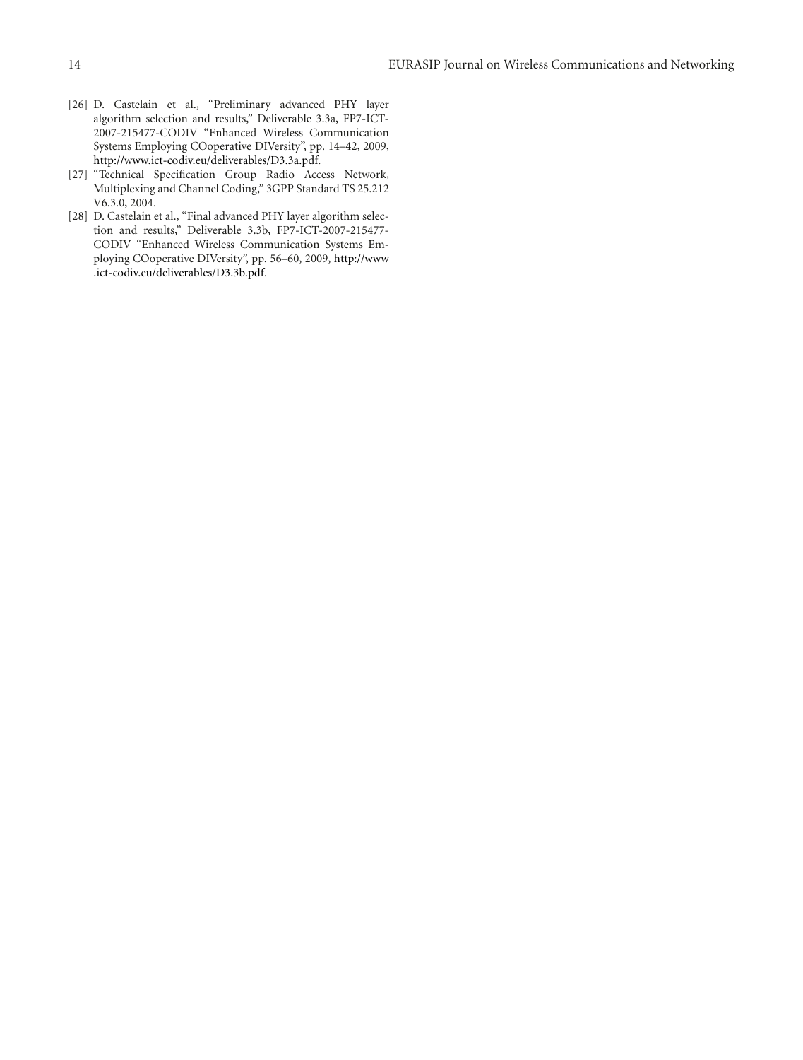[26] D. Castelain et al., "Preliminary advanced PHY layer algorithm selection and results," Deliverable 3.3a, FP7-ICT-2007-215477-CODIV "Enhanced Wireless Communication Systems Employing COoperative DIVersity", pp. 14–42, 2009, http://www.ict-codiv.eu/deliverables/D3.3a.pdf.

[27] "Technical Specification Group Radio Access Network, Multiplexing and Channel Coding," 3GPP Standard TS 25.212 V6.3.0, 2004.

[28] D. Castelain et al., "Final advanced PHY layer algorithm selection and results," Deliverable 3.3b, FP7-ICT-2007-215477-CODIV "Enhanced Wireless Communication Systems Employing COoperative DIVersity", pp. 56–60, 2009, http://www.ict-codiv.eu/deliverables/D3.3b.pdf.